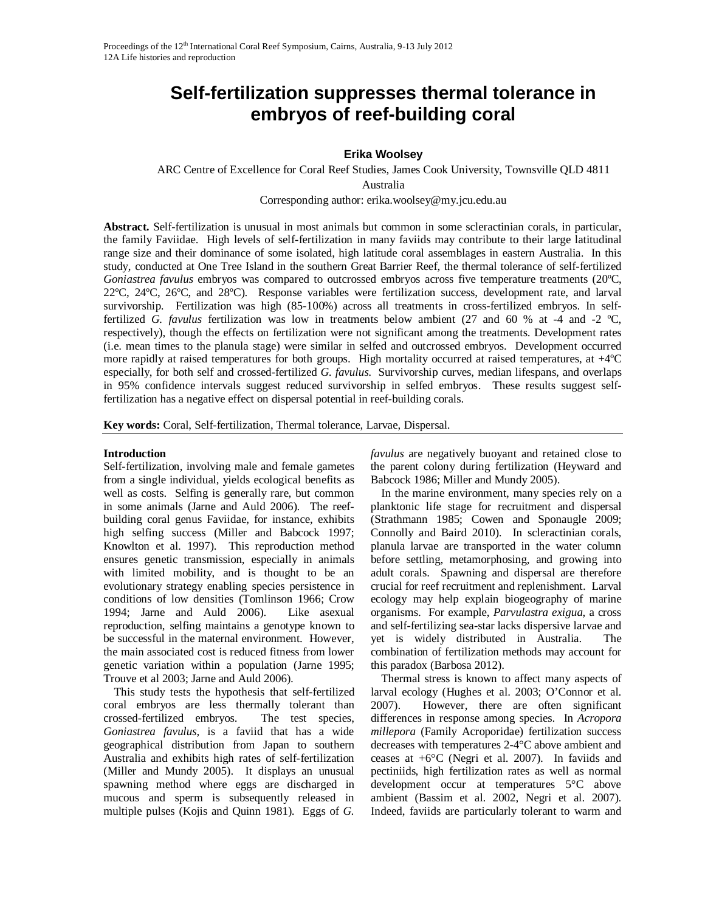# Self-fertilization suppresses thermal tolerance in embryos of reef-building coral

**Erika Woolsey**

ARC Centre of Excellence for Coral Reef Studies, James Cook University, Townsville QLD 4811 Australia

Corresponding author: erika.woolsey@my.jcu.edu.au

**Abstract.** Self-fertilization is unusual in most animals but common in some scleractinian corals, in particular, the family Faviidae. High levels of self-fertilization in many faviids may contribute to their large latitudinal range size and their dominance of some isolated, high latitude coral assemblages in eastern Australia. In this study, conducted at One Tree Island in the southern Great Barrier Reef, the thermal tolerance of self-fertilized *Goniastrea favulus* embryos was compared to outcrossed embryos across five temperature treatments (20ºC, 22ºC, 24ºC, 26ºC, and 28ºC). Response variables were fertilization success, development rate, and larval survivorship. Fertilization was high (85-100%) across all treatments in cross-fertilized embryos. In self-fertilized *G. favulus* fertilization was low in treatments below ambient (27 and 60 % at -4 and -2 ºC, respectively), though the effects on fertilization were not significant among the treatments. Development rates (i.e. mean times to the planula stage) were similar in selfed and outcrossed embryos. Development occurred more rapidly at raised temperatures for both groups. High mortality occurred at raised temperatures, at +4ºC especially, for both self and crossed-fertilized *G. favulus.* Survivorship curves, median lifespans, and overlaps in 95% confidence intervals suggest reduced survivorship in selfed embryos. These results suggest self-fertilization has a negative effect on dispersal potential in reef-building corals.

**Key words:** Coral, Self-fertilization, Thermal tolerance, Larvae, Dispersal.

## Introduction

Self-fertilization, involving male and female gametes from a single individual, yields ecological benefits as well as costs. Selfing is generally rare, but common in some animals (Jarne and Auld 2006). The reef-building coral genus Faviidae, for instance, exhibits high selfing success (Miller and Babcock 1997; Knowlton et al. 1997). This reproduction method ensures genetic transmission, especially in animals with limited mobility, and is thought to be an evolutionary strategy enabling species persistence in conditions of low densities (Tomlinson 1966; Crow 1994; Jarne and Auld 2006). Like asexual reproduction, selfing maintains a genotype known to be successful in the maternal environment. However, the main associated cost is reduced fitness from lower genetic variation within a population (Jarne 1995; Trouve et al 2003; Jarne and Auld 2006).

This study tests the hypothesis that self-fertilized coral embryos are less thermally tolerant than crossed-fertilized embryos. The test species, *Goniastrea favulus,* is a faviid that has a wide geographical distribution from Japan to southern Australia and exhibits high rates of self-fertilization (Miller and Mundy 2005). It displays an unusual spawning method where eggs are discharged in mucous and sperm is subsequently released in multiple pulses (Kojis and Quinn 1981). Eggs of *G. favulus* are negatively buoyant and retained close to the parent colony during fertilization (Heyward and Babcock 1986; Miller and Mundy 2005).

In the marine environment, many species rely on a planktonic life stage for recruitment and dispersal (Strathmann 1985; Cowen and Sponaugle 2009; Connolly and Baird 2010). In scleractinian corals, planula larvae are transported in the water column before settling, metamorphosing, and growing into adult corals. Spawning and dispersal are therefore crucial for reef recruitment and replenishment. Larval ecology may help explain biogeography of marine organisms. For example, *Parvulastra exigua*, a cross and self-fertilizing sea-star lacks dispersive larvae and yet is widely distributed in Australia. The combination of fertilization methods may account for this paradox (Barbosa 2012).

Thermal stress is known to affect many aspects of larval ecology (Hughes et al. 2003; O'Connor et al. 2007). However, there are often significant differences in response among species. In *Acropora millepora* (Family Acroporidae) fertilization success decreases with temperatures 2-4°C above ambient and ceases at +6°C (Negri et al. 2007). In faviids and pectiniids, high fertilization rates as well as normal development occur at temperatures 5°C above ambient (Bassim et al. 2002, Negri et al. 2007). Indeed, faviids are particularly tolerant to warm and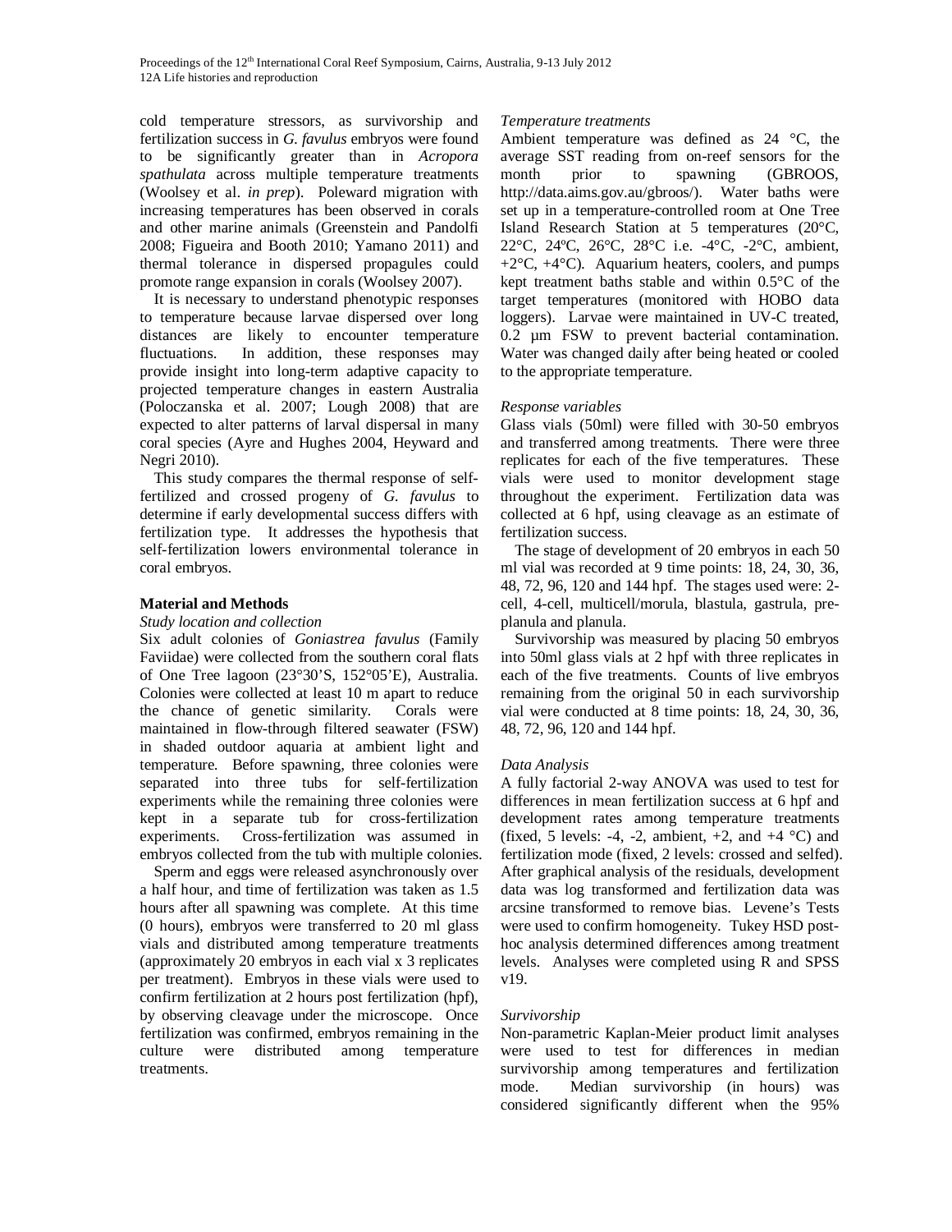cold temperature stressors, as survivorship and fertilization success in *G. favulus* embryos were found to be significantly greater than in *Acropora spathulata* across multiple temperature treatments (Woolsey et al. *in prep*). Poleward migration with increasing temperatures has been observed in corals and other marine animals (Greenstein and Pandolfi 2008; Figueira and Booth 2010; Yamano 2011) and thermal tolerance in dispersed propagules could promote range expansion in corals (Woolsey 2007).

It is necessary to understand phenotypic responses to temperature because larvae dispersed over long distances are likely to encounter temperature fluctuations. In addition, these responses may provide insight into long-term adaptive capacity to projected temperature changes in eastern Australia (Poloczanska et al. 2007; Lough 2008) that are expected to alter patterns of larval dispersal in many coral species (Ayre and Hughes 2004, Heyward and Negri 2010).

This study compares the thermal response of self-fertilized and crossed progeny of *G. favulus* to determine if early developmental success differs with fertilization type. It addresses the hypothesis that self-fertilization lowers environmental tolerance in coral embryos.

## Material and Methods

### *Study location and collection*

Six adult colonies of *Goniastrea favulus* (Family Faviidae) were collected from the southern coral flats of One Tree lagoon (23°30'S, 152°05'E), Australia. Colonies were collected at least 10 m apart to reduce the chance of genetic similarity. Corals were maintained in flow-through filtered seawater (FSW) in shaded outdoor aquaria at ambient light and temperature. Before spawning, three colonies were separated into three tubs for self-fertilization experiments while the remaining three colonies were kept in a separate tub for cross-fertilization experiments. Cross-fertilization was assumed in embryos collected from the tub with multiple colonies.

Sperm and eggs were released asynchronously over a half hour, and time of fertilization was taken as 1.5 hours after all spawning was complete. At this time (0 hours), embryos were transferred to 20 ml glass vials and distributed among temperature treatments (approximately 20 embryos in each vial x 3 replicates per treatment). Embryos in these vials were used to confirm fertilization at 2 hours post fertilization (hpf), by observing cleavage under the microscope. Once fertilization was confirmed, embryos remaining in the culture were distributed among temperature treatments.

### *Temperature treatments*

Ambient temperature was defined as 24 °C, the average SST reading from on-reef sensors for the month prior to spawning (GBROOS, http://data.aims.gov.au/gbroos/). Water baths were set up in a temperature-controlled room at One Tree Island Research Station at 5 temperatures (20°C, 22°C, 24ºC, 26°C, 28°C i.e. -4°C, -2°C, ambient, +2°C, +4°C). Aquarium heaters, coolers, and pumps kept treatment baths stable and within 0.5°C of the target temperatures (monitored with HOBO data loggers). Larvae were maintained in UV-C treated, 0.2 µm FSW to prevent bacterial contamination. Water was changed daily after being heated or cooled to the appropriate temperature.

### *Response variables*

Glass vials (50ml) were filled with 30-50 embryos and transferred among treatments. There were three replicates for each of the five temperatures. These vials were used to monitor development stage throughout the experiment. Fertilization data was collected at 6 hpf, using cleavage as an estimate of fertilization success.

The stage of development of 20 embryos in each 50 ml vial was recorded at 9 time points: 18, 24, 30, 36, 48, 72, 96, 120 and 144 hpf. The stages used were: 2-cell, 4-cell, multicell/morula, blastula, gastrula, pre-planula and planula.

Survivorship was measured by placing 50 embryos into 50ml glass vials at 2 hpf with three replicates in each of the five treatments. Counts of live embryos remaining from the original 50 in each survivorship vial were conducted at 8 time points: 18, 24, 30, 36, 48, 72, 96, 120 and 144 hpf.

### *Data Analysis*

A fully factorial 2-way ANOVA was used to test for differences in mean fertilization success at 6 hpf and development rates among temperature treatments (fixed, 5 levels: -4, -2, ambient, +2, and +4 °C) and fertilization mode (fixed, 2 levels: crossed and selfed). After graphical analysis of the residuals, development data was log transformed and fertilization data was arcsine transformed to remove bias. Levene's Tests were used to confirm homogeneity. Tukey HSD post-hoc analysis determined differences among treatment levels. Analyses were completed using R and SPSS v19.

### *Survivorship*

Non-parametric Kaplan-Meier product limit analyses were used to test for differences in median survivorship among temperatures and fertilization mode. Median survivorship (in hours) was considered significantly different when the 95%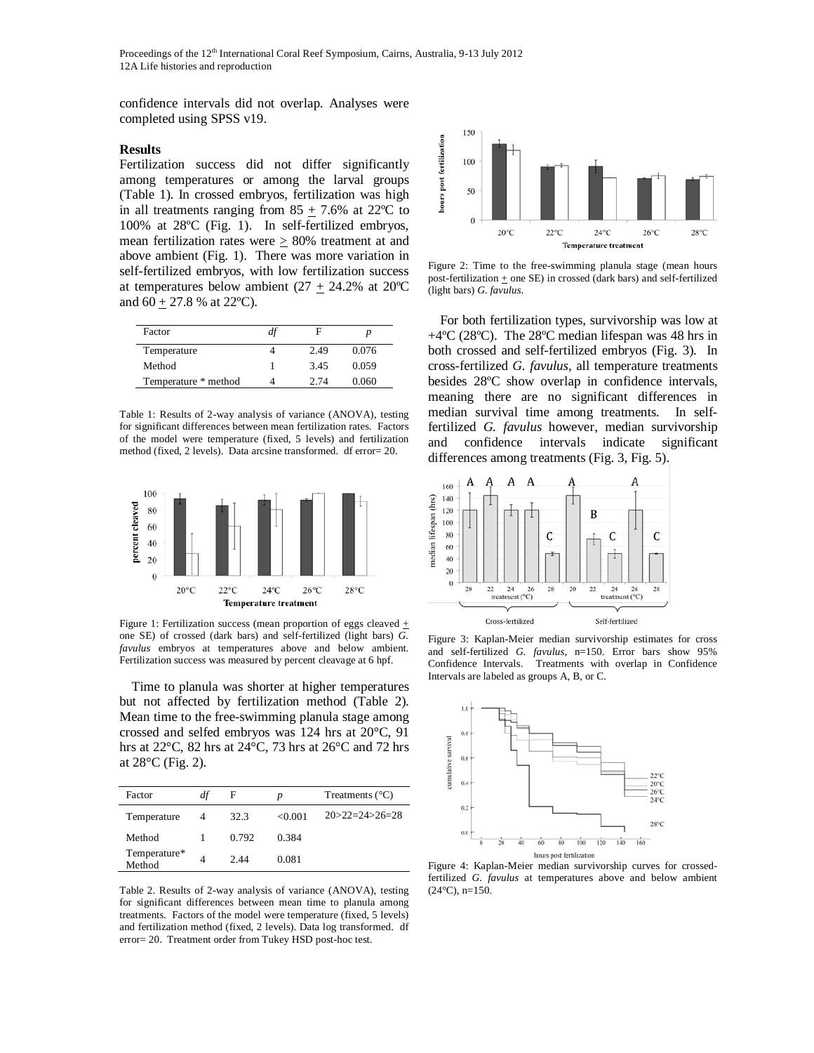confidence intervals did not overlap. Analyses were completed using SPSS v19.

**Results**

Fertilization success did not differ significantly among temperatures or among the larval groups (Table 1). In crossed embryos, fertilization was high in all treatments ranging from 85 ± 7.6% at 22ºC to 100% at 28ºC (Fig. 1). In self-fertilized embryos, mean fertilization rates were ≥ 80% treatment at and above ambient (Fig. 1). There was more variation in self-fertilized embryos, with low fertilization success at temperatures below ambient (27 ± 24.2% at 20ºC and 60 ± 27.8 % at 22ºC).

| Factor | *df* | F | *p* |
|---|---|---|---|
| Temperature | 4 | 2.49 | 0.076 |
| Method | 1 | 3.45 | 0.059 |
| Temperature * method | 4 | 2.74 | 0.060 |

Table 1: Results of 2-way analysis of variance (ANOVA), testing for significant differences between mean fertilization rates. Factors of the model were temperature (fixed, 5 levels) and fertilization method (fixed, 2 levels). Data arcsine transformed. df error= 20.

Figure 1: Fertilization success (mean proportion of eggs cleaved ± one SE) of crossed (dark bars) and self-fertilized (light bars) *G. favulus* embryos at temperatures above and below ambient. Fertilization success was measured by percent cleavage at 6 hpf.

Time to planula was shorter at higher temperatures but not affected by fertilization method (Table 2). Mean time to the free-swimming planula stage among crossed and selfed embryos was 124 hrs at 20°C, 91 hrs at 22°C, 82 hrs at 24°C, 73 hrs at 26°C and 72 hrs at 28°C (Fig. 2).

| Factor | *df* | F | *p* | Treatments (°C) |
|---|---|---|---|---|
| Temperature | 4 | 32.3 | <0.001 | 20>22=24>26=28 |
| Method | 1 | 0.792 | 0.384 | |
| Temperature* Method | 4 | 2.44 | 0.081 | |

Table 2. Results of 2-way analysis of variance (ANOVA), testing for significant differences between mean time to planula among treatments. Factors of the model were temperature (fixed, 5 levels) and fertilization method (fixed, 2 levels). Data log transformed. df error= 20. Treatment order from Tukey HSD post-hoc test.

Figure 2: Time to the free-swimming planula stage (mean hours post-fertilization ± one SE) in crossed (dark bars) and self-fertilized (light bars) *G. favulus*.

For both fertilization types, survivorship was low at +4ºC (28ºC). The 28ºC median lifespan was 48 hrs in both crossed and self-fertilized embryos (Fig. 3). In cross-fertilized *G. favulus*, all temperature treatments besides 28ºC show overlap in confidence intervals, meaning there are no significant differences in median survival time among treatments. In self-fertilized *G. favulus* however, median survivorship and confidence intervals indicate significant differences among treatments (Fig. 3, Fig. 5).

Figure 3: Kaplan-Meier median survivorship estimates for cross and self-fertilized *G. favulus*, n=150. Error bars show 95% Confidence Intervals. Treatments with overlap in Confidence Intervals are labeled as groups A, B, or C.

Figure 4: Kaplan-Meier median survivorship curves for crossed-fertilized *G. favulus* at temperatures above and below ambient (24ºC), n=150.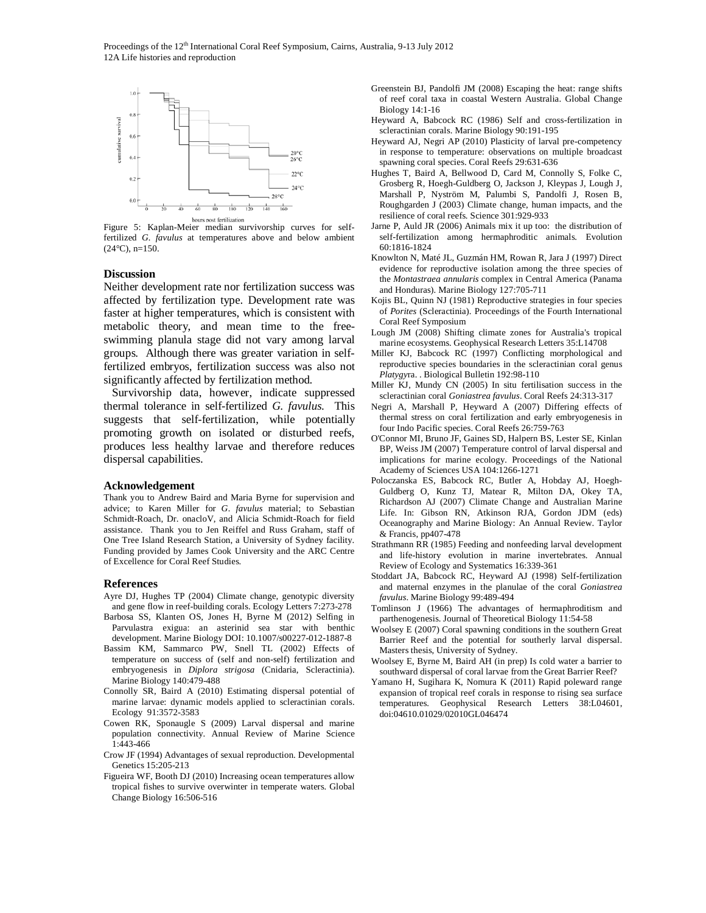1.0

0.8

0.6

0.4

0.2

0.0

cumulative survival

0 20 40 60 80 100 120 140 160

hours post fertilization

20°C
26°C

22°C

24°C

28°C

Figure 5: Kaplan-Meier median survivorship curves for self-fertilized *G. favulus* at temperatures above and below ambient (24°C), n=150.

## Discussion

Neither development rate nor fertilization success was affected by fertilization type. Development rate was faster at higher temperatures, which is consistent with metabolic theory, and mean time to the free-swimming planula stage did not vary among larval groups. Although there was greater variation in self-fertilized embryos, fertilization success was also not significantly affected by fertilization method.

Survivorship data, however, indicate suppressed thermal tolerance in self-fertilized *G. favulus.* This suggests that self-fertilization, while potentially promoting growth on isolated or disturbed reefs, produces less healthy larvae and therefore reduces dispersal capabilities.

## Acknowledgement

Thank you to Andrew Baird and Maria Byrne for supervision and advice; to Karen Miller for *G. favulus* material; to Sebastian Schmidt-Roach, Dr. onacloV, and Alicia Schmidt-Roach for field assistance. Thank you to Jen Reiffel and Russ Graham, staff of One Tree Island Research Station, a University of Sydney facility. Funding provided by James Cook University and the ARC Centre of Excellence for Coral Reef Studies.

## References

Ayre DJ, Hughes TP (2004) Climate change, genotypic diversity and gene flow in reef-building corals. Ecology Letters 7:273-278

Barbosa SS, Klanten OS, Jones H, Byrne M (2012) Selfing in Parvulastra exigua: an asterinid sea star with benthic development. Marine Biology DOI: 10.1007/s00227-012-1887-8

Bassim KM, Sammarco PW, Snell TL (2002) Effects of temperature on success of (self and non-self) fertilization and embryogenesis in *Diplora strigosa* (Cnidaria, Scleractinia). Marine Biology 140:479-488

Connolly SR, Baird A (2010) Estimating dispersal potential of marine larvae: dynamic models applied to scleractinian corals. Ecology 91:3572-3583

Cowen RK, Sponaugle S (2009) Larval dispersal and marine population connectivity. Annual Review of Marine Science 1:443-466

Crow JF (1994) Advantages of sexual reproduction. Developmental Genetics 15:205-213

Figueira WF, Booth DJ (2010) Increasing ocean temperatures allow tropical fishes to survive overwinter in temperate waters. Global Change Biology 16:506-516

Greenstein BJ, Pandolfi JM (2008) Escaping the heat: range shifts of reef coral taxa in coastal Western Australia. Global Change Biology 14:1-16

Heyward A, Babcock RC (1986) Self and cross-fertilization in scleractinian corals. Marine Biology 90:191-195

Heyward AJ, Negri AP (2010) Plasticity of larval pre-competency in response to temperature: observations on multiple broadcast spawning coral species. Coral Reefs 29:631-636

Hughes T, Baird A, Bellwood D, Card M, Connolly S, Folke C, Grosberg R, Hoegh-Guldberg O, Jackson J, Kleypas J, Lough J, Marshall P, Nyström M, Palumbi S, Pandolfi J, Rosen B, Roughgarden J (2003) Climate change, human impacts, and the resilience of coral reefs. Science 301:929-933

Jarne P, Auld JR (2006) Animals mix it up too: the distribution of self-fertilization among hermaphroditic animals. Evolution 60:1816-1824

Knowlton N, Maté JL, Guzmán HM, Rowan R, Jara J (1997) Direct evidence for reproductive isolation among the three species of the *Montastraea annularis* complex in Central America (Panama and Honduras). Marine Biology 127:705-711

Kojis BL, Quinn NJ (1981) Reproductive strategies in four species of *Porites* (Scleractinia). Proceedings of the Fourth International Coral Reef Symposium

Lough JM (2008) Shifting climate zones for Australia's tropical marine ecosystems. Geophysical Research Letters 35:L14708

Miller KJ, Babcock RC (1997) Conflicting morphological and reproductive species boundaries in the scleractinian coral genus *Platygyr*a. . Biological Bulletin 192:98-110

Miller KJ, Mundy CN (2005) In situ fertilisation success in the scleractinian coral *Goniastrea favulus*. Coral Reefs 24:313-317

Negri A, Marshall P, Heyward A (2007) Differing effects of thermal stress on coral fertilization and early embryogenesis in four Indo Pacific species. Coral Reefs 26:759-763

O'Connor MI, Bruno JF, Gaines SD, Halpern BS, Lester SE, Kinlan BP, Weiss JM (2007) Temperature control of larval dispersal and implications for marine ecology. Proceedings of the National Academy of Sciences USA 104:1266-1271

Poloczanska ES, Babcock RC, Butler A, Hobday AJ, Hoegh-Guldberg O, Kunz TJ, Matear R, Milton DA, Okey TA, Richardson AJ (2007) Climate Change and Australian Marine Life. In: Gibson RN, Atkinson RJA, Gordon JDM (eds) Oceanography and Marine Biology: An Annual Review. Taylor & Francis, pp407-478

Strathmann RR (1985) Feeding and nonfeeding larval development and life-history evolution in marine invertebrates. Annual Review of Ecology and Systematics 16:339-361

Stoddart JA, Babcock RC, Heyward AJ (1998) Self-fertilization and maternal enzymes in the planulae of the coral *Goniastrea favulus*. Marine Biology 99:489-494

Tomlinson J (1966) The advantages of hermaphroditism and parthenogenesis. Journal of Theoretical Biology 11:54-58

Woolsey E (2007) Coral spawning conditions in the southern Great Barrier Reef and the potential for southerly larval dispersal. Masters thesis, University of Sydney.

Woolsey E, Byrne M, Baird AH (in prep) Is cold water a barrier to southward dispersal of coral larvae from the Great Barrier Reef?

Yamano H, Sugihara K, Nomura K (2011) Rapid poleward range expansion of tropical reef corals in response to rising sea surface temperatures. Geophysical Research Letters 38:L04601, doi:04610.01029/02010GL046474